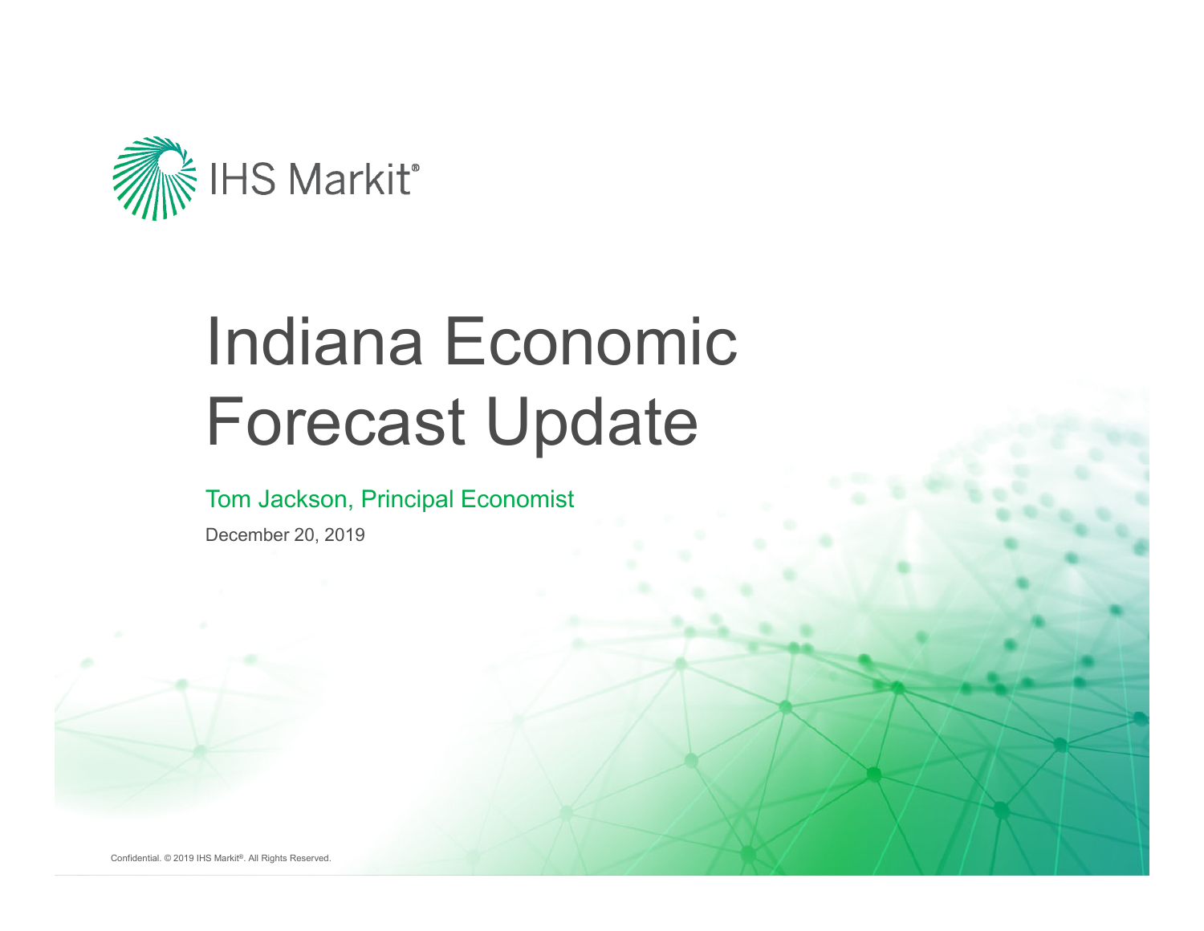IHS Markit®

# Indiana Economic Forecast Update

Tom Jackson, Principal Economist

December 20, 2019

Confidential. © 2019 IHS Markit®. All Rights Reserved.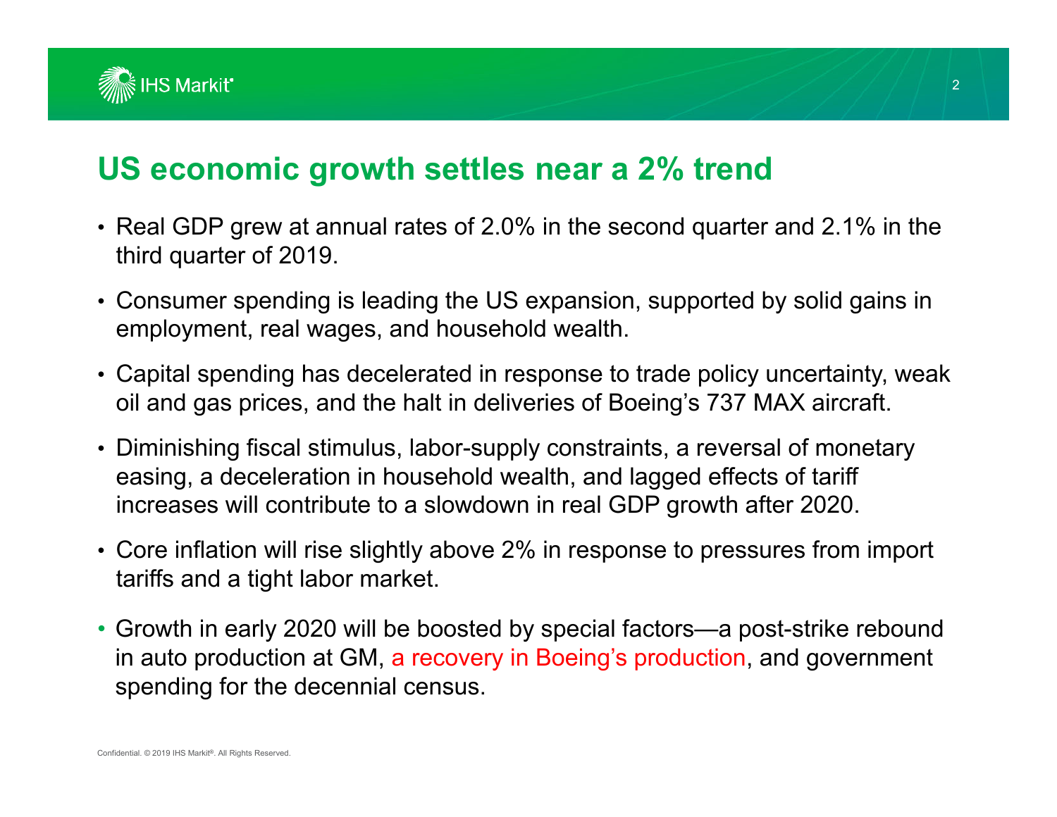# US economic growth settles near a 2% trend

- Real GDP grew at annual rates of 2.0% in the second quarter and 2.1% in the third quarter of 2019.
- Consumer spending is leading the US expansion, supported by solid gains in employment, real wages, and household wealth.
- Capital spending has decelerated in response to trade policy uncertainty, weak oil and gas prices, and the halt in deliveries of Boeing's 737 MAX aircraft.
- Diminishing fiscal stimulus, labor-supply constraints, a reversal of monetary easing, a deceleration in household wealth, and lagged effects of tariff increases will contribute to a slowdown in real GDP growth after 2020.
- Core inflation will rise slightly above 2% in response to pressures from import tariffs and a tight labor market.
- Growth in early 2020 will be boosted by special factors—a post-strike rebound in auto production at GM, a recovery in Boeing's production, and government spending for the decennial census.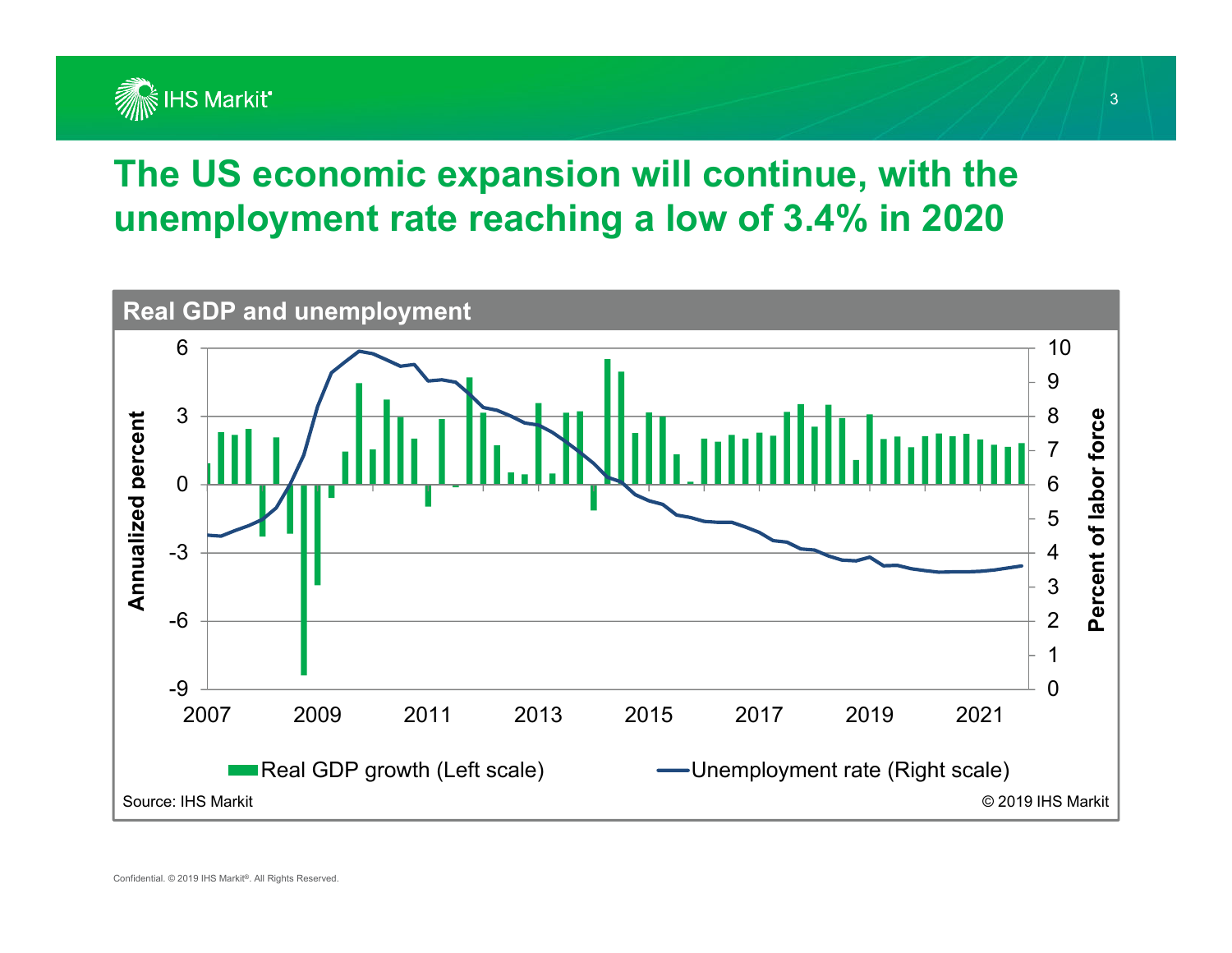# The US economic expansion will continue, with the unemployment rate reaching a low of 3.4% in 2020

**Real GDP and unemployment**

Source: IHS Markit

© 2019 IHS Markit

Confidential. © 2019 IHS Markit®. All Rights Reserved.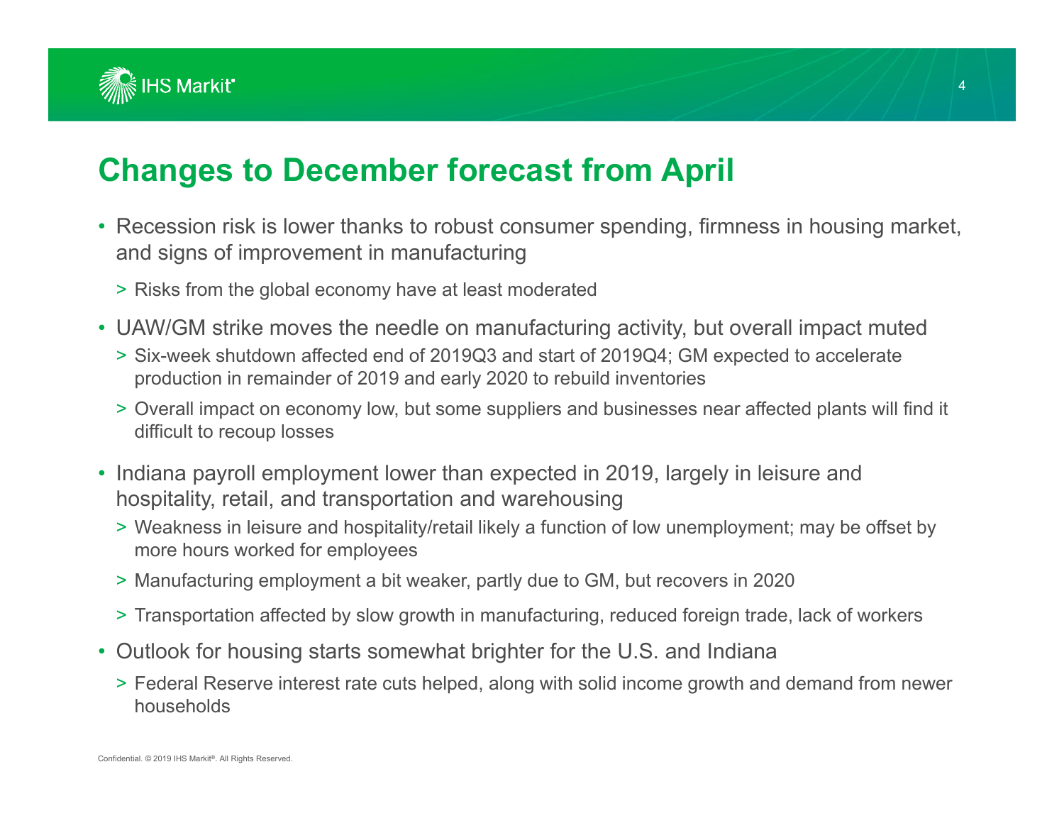# Changes to December forecast from April

- Recession risk is lower thanks to robust consumer spending, firmness in housing market, and signs of improvement in manufacturing
  - Risks from the global economy have at least moderated
- UAW/GM strike moves the needle on manufacturing activity, but overall impact muted
  - Six-week shutdown affected end of 2019Q3 and start of 2019Q4; GM expected to accelerate production in remainder of 2019 and early 2020 to rebuild inventories
  - Overall impact on economy low, but some suppliers and businesses near affected plants will find it difficult to recoup losses
- Indiana payroll employment lower than expected in 2019, largely in leisure and hospitality, retail, and transportation and warehousing
  - Weakness in leisure and hospitality/retail likely a function of low unemployment; may be offset by more hours worked for employees
  - Manufacturing employment a bit weaker, partly due to GM, but recovers in 2020
  - Transportation affected by slow growth in manufacturing, reduced foreign trade, lack of workers
- Outlook for housing starts somewhat brighter for the U.S. and Indiana
  - Federal Reserve interest rate cuts helped, along with solid income growth and demand from newer households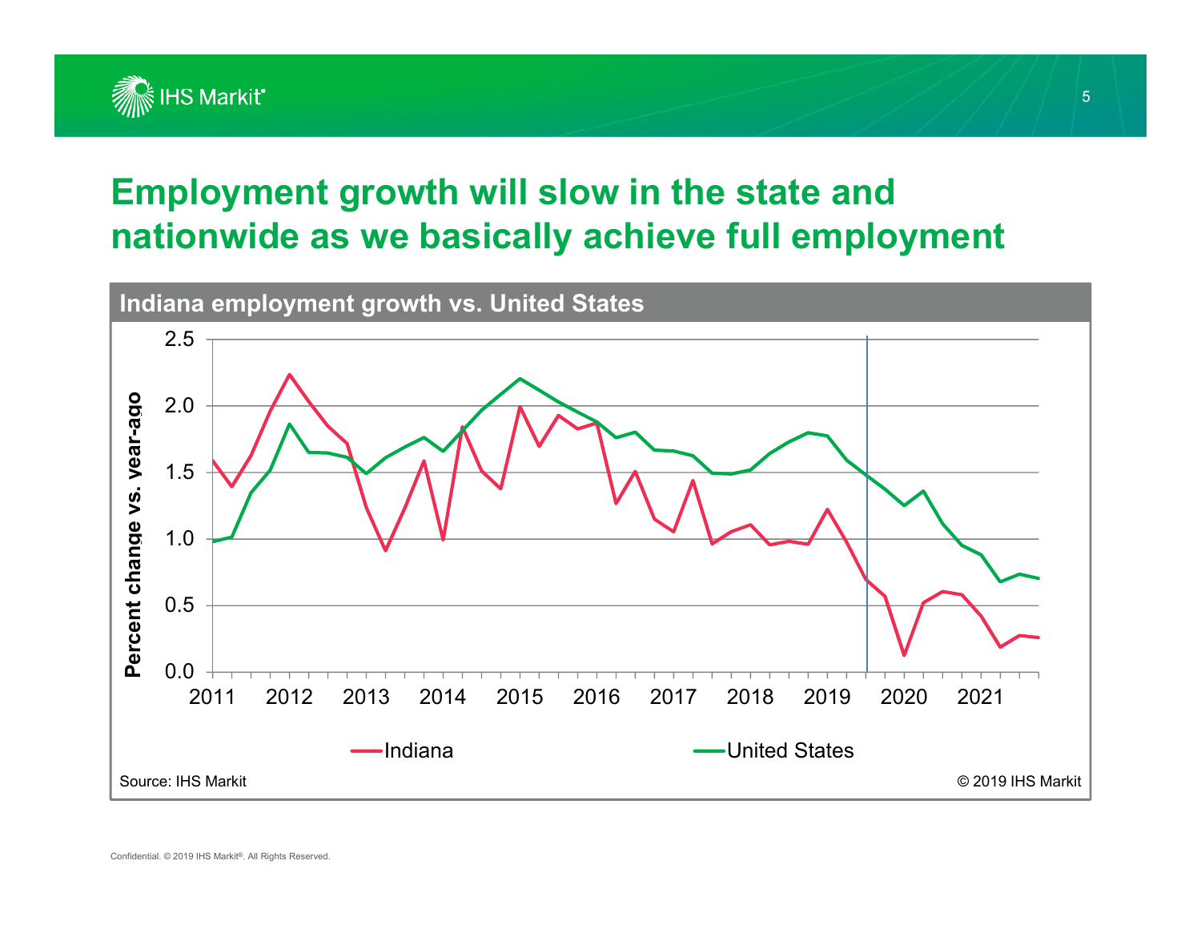# Employment growth will slow in the state and nationwide as we basically achieve full employment

**Indiana employment growth vs. United States**

Source: IHS Markit

© 2019 IHS Markit

Confidential. © 2019 IHS Markit®. All Rights Reserved.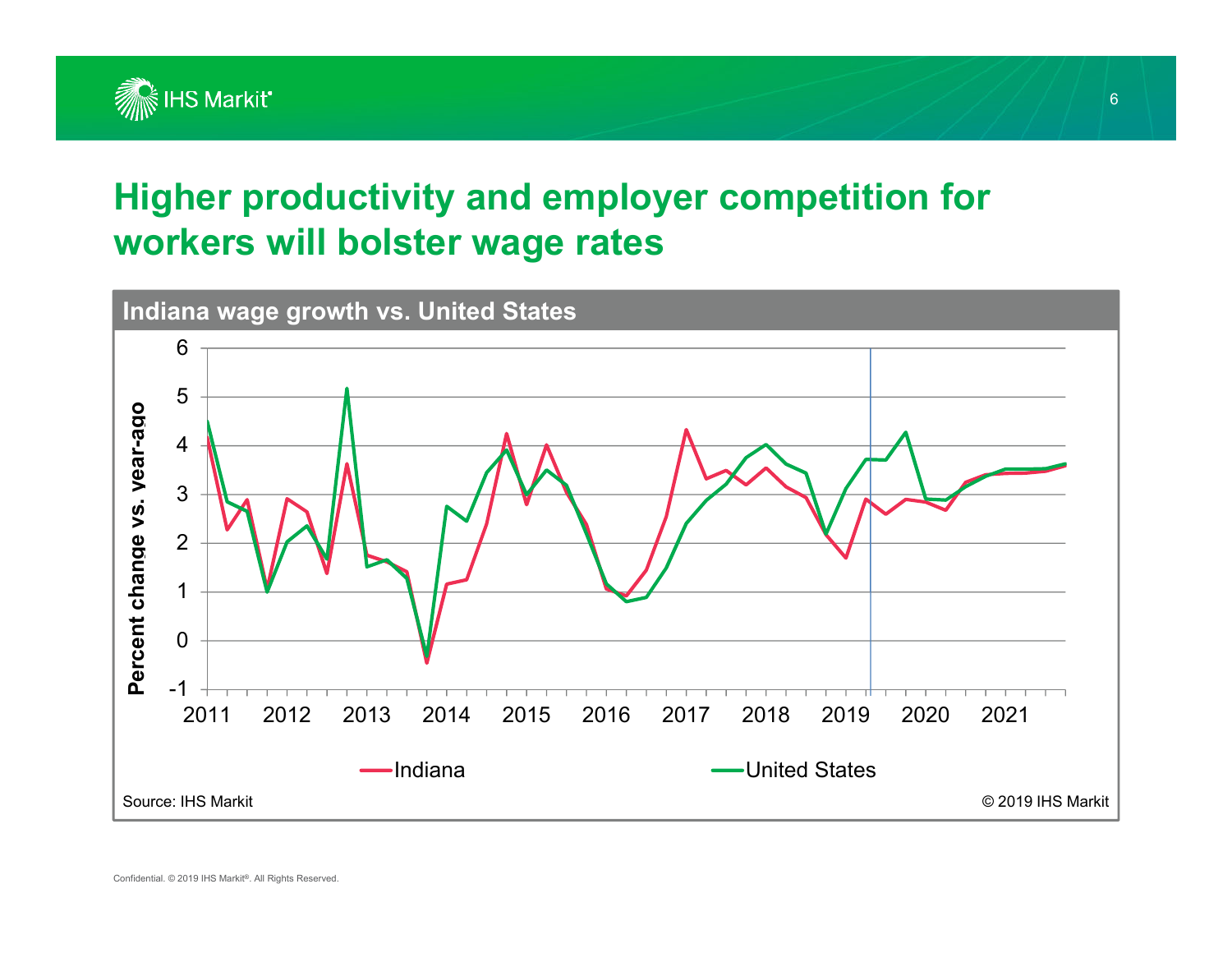# Higher productivity and employer competition for workers will bolster wage rates

**Indiana wage growth vs. United States**

Source: IHS Markit

© 2019 IHS Markit

Confidential. © 2019 IHS Markit®. All Rights Reserved.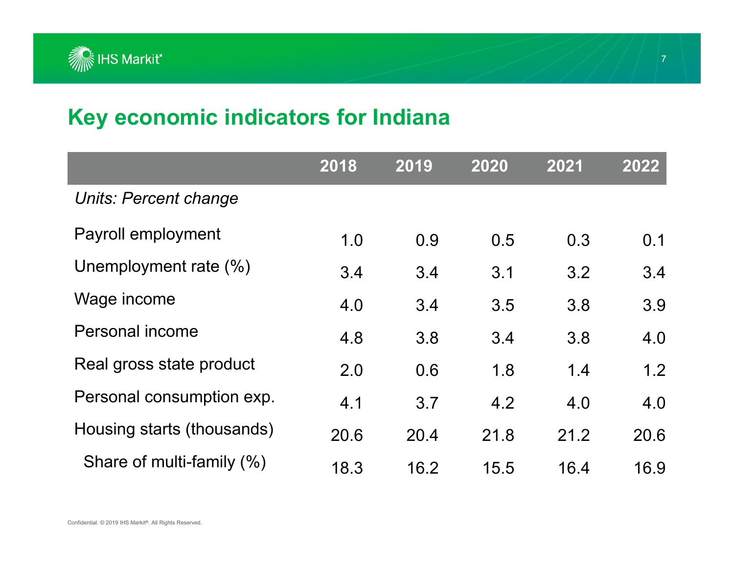# Key economic indicators for Indiana

| | 2018 | 2019 | 2020 | 2021 | 2022 |
|---|---|---|---|---|---|
| *Units: Percent change* | | | | | |
| Payroll employment | 1.0 | 0.9 | 0.5 | 0.3 | 0.1 |
| Unemployment rate (%) | 3.4 | 3.4 | 3.1 | 3.2 | 3.4 |
| Wage income | 4.0 | 3.4 | 3.5 | 3.8 | 3.9 |
| Personal income | 4.8 | 3.8 | 3.4 | 3.8 | 4.0 |
| Real gross state product | 2.0 | 0.6 | 1.8 | 1.4 | 1.2 |
| Personal consumption exp. | 4.1 | 3.7 | 4.2 | 4.0 | 4.0 |
| Housing starts (thousands) | 20.6 | 20.4 | 21.8 | 21.2 | 20.6 |
| Share of multi-family (%) | 18.3 | 16.2 | 15.5 | 16.4 | 16.9 |

Confidential. © 2019 IHS Markit®. All Rights Reserved.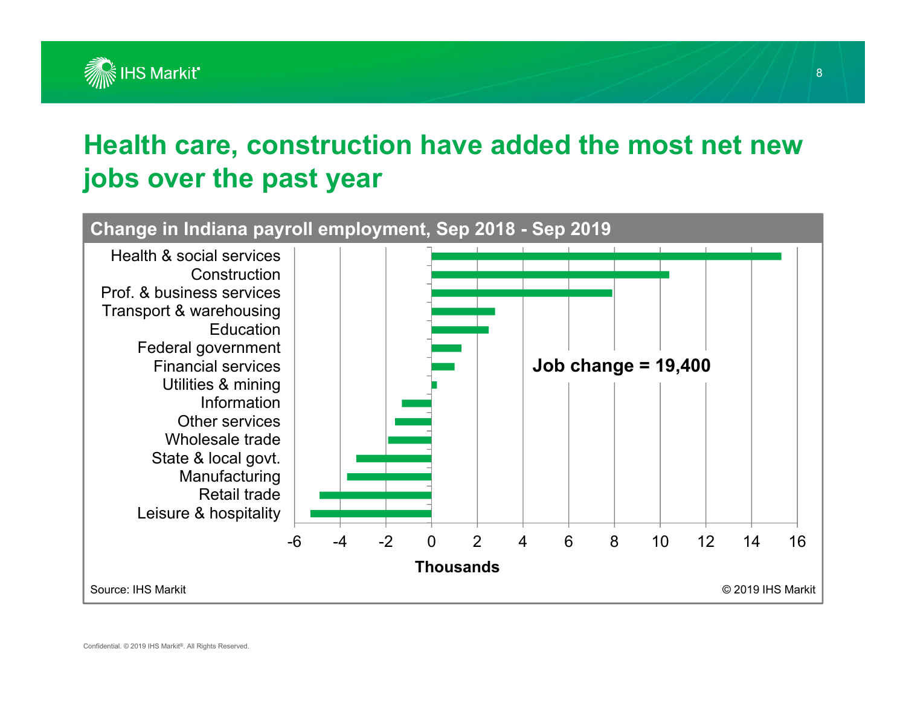# Health care, construction have added the most net new jobs over the past year

**Change in Indiana payroll employment, Sep 2018 - Sep 2019**

Health & social services
Construction
Prof. & business services
Transport & warehousing
Education
Federal government
Financial services
Utilities & mining
Information
Other services
Wholesale trade
State & local govt.
Manufacturing
Retail trade
Leisure & hospitality

**Job change = 19,400**

-6 -4 -2 0 2 4 6 8 10 12 14 16

**Thousands**

Source: IHS Markit

© 2019 IHS Markit

Confidential. © 2019 IHS Markit®. All Rights Reserved.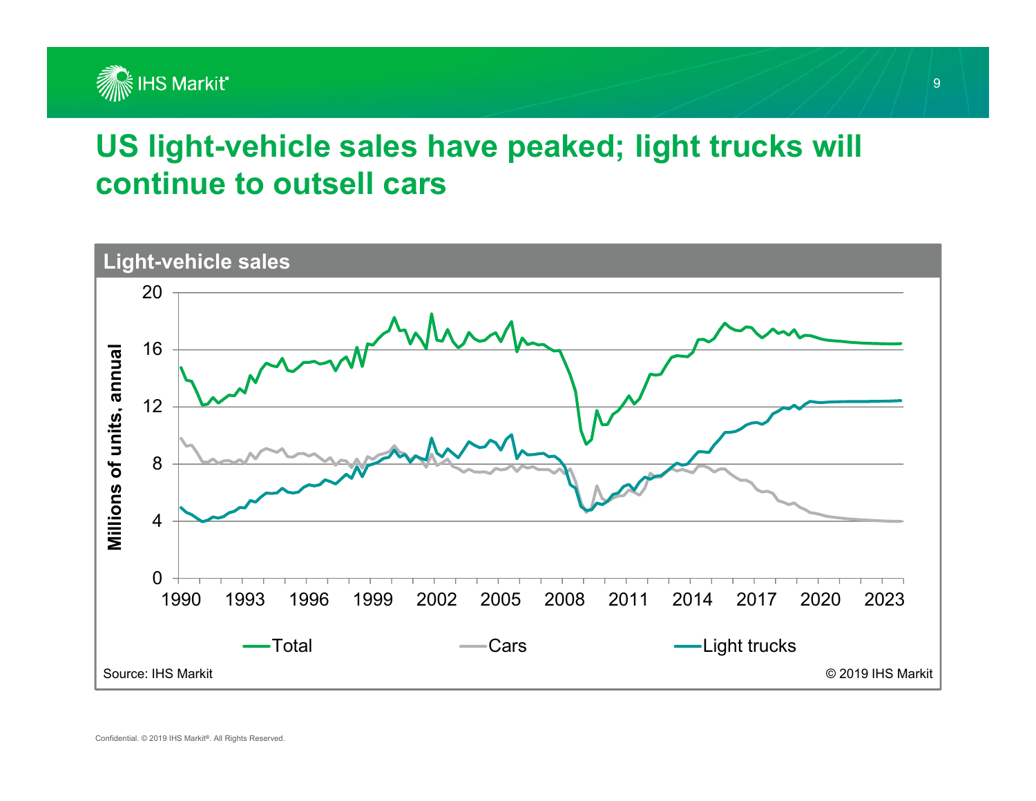# US light-vehicle sales have peaked; light trucks will continue to outsell cars

## Light-vehicle sales

Millions of units, annual

Total — Cars — Light trucks

Source: IHS Markit

© 2019 IHS Markit

Confidential. © 2019 IHS Markit®. All Rights Reserved.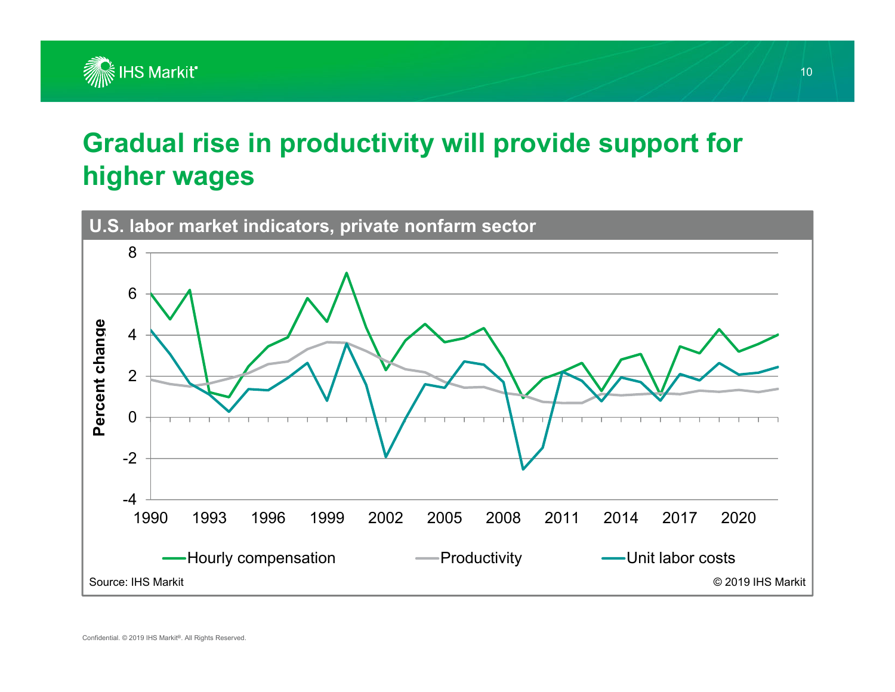# Gradual rise in productivity will provide support for higher wages

**U.S. labor market indicators, private nonfarm sector**

Source: IHS Market

© 2019 IHS Markit

Confidential. © 2019 IHS Markit®. All Rights Reserved.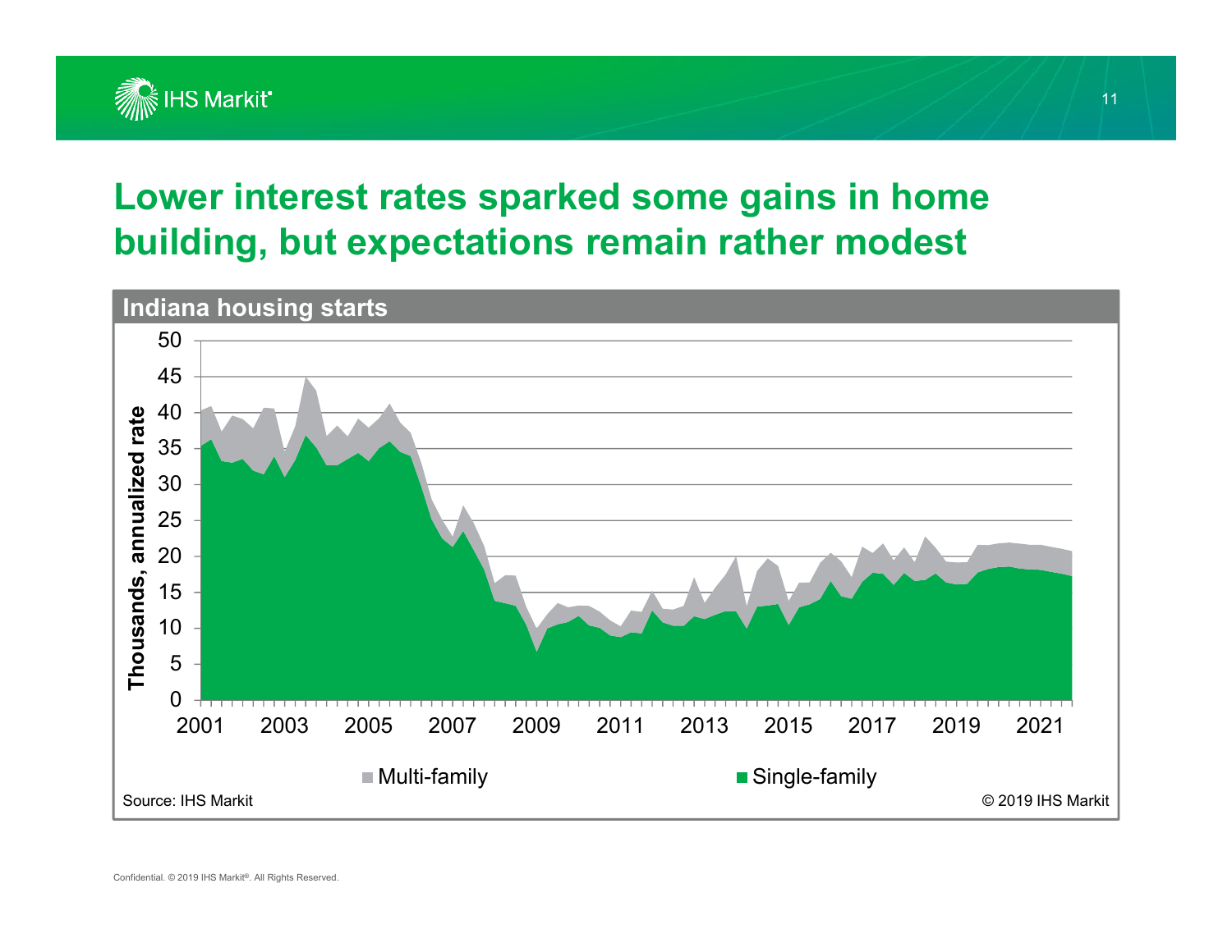# Lower interest rates sparked some gains in home building, but expectations remain rather modest

## Indiana housing starts

Thousands, annualized rate

0, 5, 10, 15, 20, 25, 30, 35, 40, 45, 50

2001, 2003, 2005, 2007, 2009, 2011, 2013, 2015, 2017, 2019, 2021

Multi-family  Single-family

Source: IHS Markit

© 2019 IHS Markit

Confidential. © 2019 IHS Markit®. All Rights Reserved.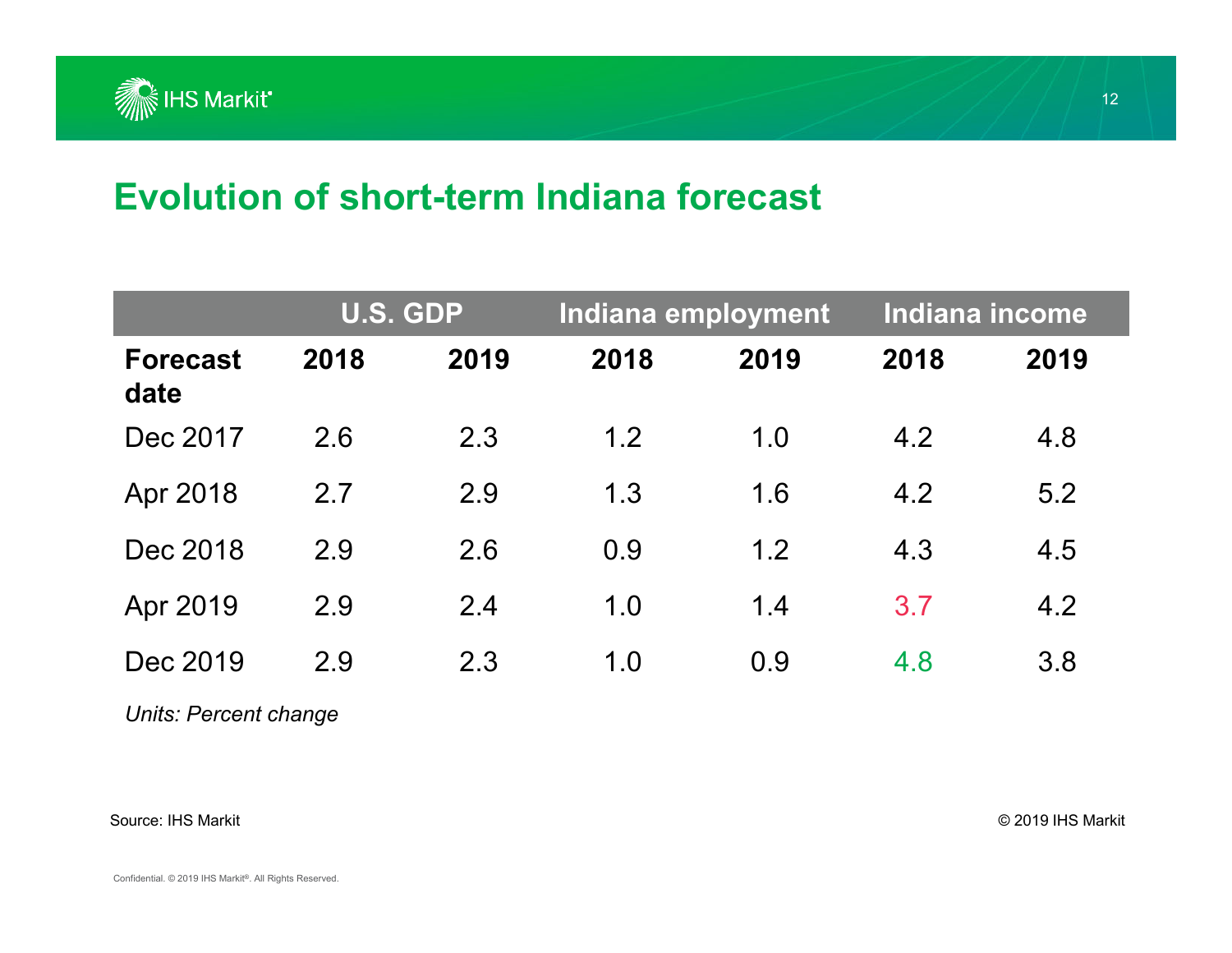# Evolution of short-term Indiana forecast

| | U.S. GDP | | Indiana employment | | Indiana income | |
|---|---|---|---|---|---|---|
| **Forecast date** | **2018** | **2019** | **2018** | **2019** | **2018** | **2019** |
| Dec 2017 | 2.6 | 2.3 | 1.2 | 1.0 | 4.2 | 4.8 |
| Apr 2018 | 2.7 | 2.9 | 1.3 | 1.6 | 4.2 | 5.2 |
| Dec 2018 | 2.9 | 2.6 | 0.9 | 1.2 | 4.3 | 4.5 |
| Apr 2019 | 2.9 | 2.4 | 1.0 | 1.4 | 3.7 | 4.2 |
| Dec 2019 | 2.9 | 2.3 | 1.0 | 0.9 | 4.8 | 3.8 |

*Units: Percent change*

Source: IHS Markit

© 2019 IHS Markit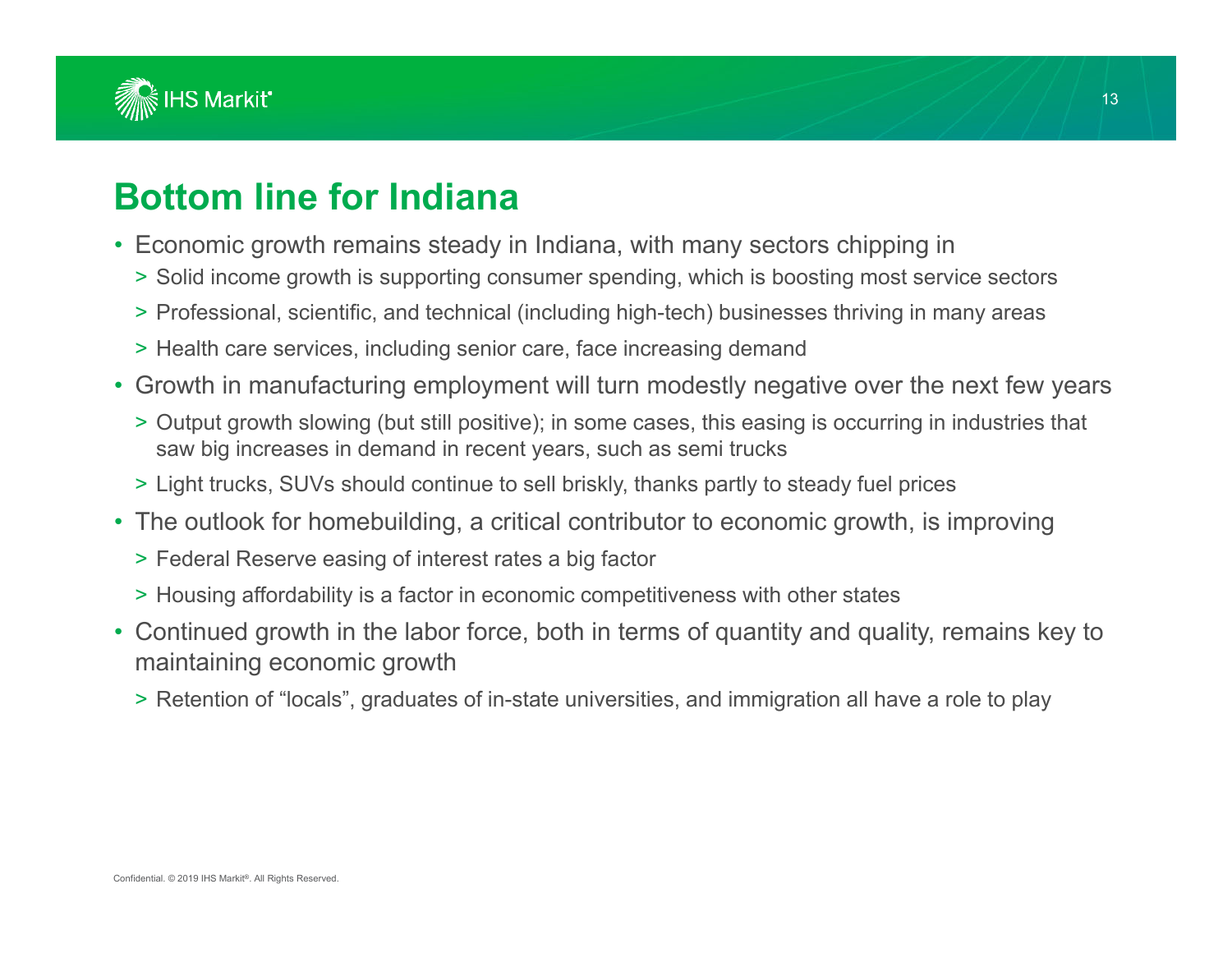# Bottom line for Indiana

- Economic growth remains steady in Indiana, with many sectors chipping in
  - Solid income growth is supporting consumer spending, which is boosting most service sectors
  - Professional, scientific, and technical (including high-tech) businesses thriving in many areas
  - Health care services, including senior care, face increasing demand
- Growth in manufacturing employment will turn modestly negative over the next few years
  - Output growth slowing (but still positive); in some cases, this easing is occurring in industries that saw big increases in demand in recent years, such as semi trucks
  - Light trucks, SUVs should continue to sell briskly, thanks partly to steady fuel prices
- The outlook for homebuilding, a critical contributor to economic growth, is improving
  - Federal Reserve easing of interest rates a big factor
  - Housing affordability is a factor in economic competitiveness with other states
- Continued growth in the labor force, both in terms of quantity and quality, remains key to maintaining economic growth
  - Retention of “locals”, graduates of in-state universities, and immigration all have a role to play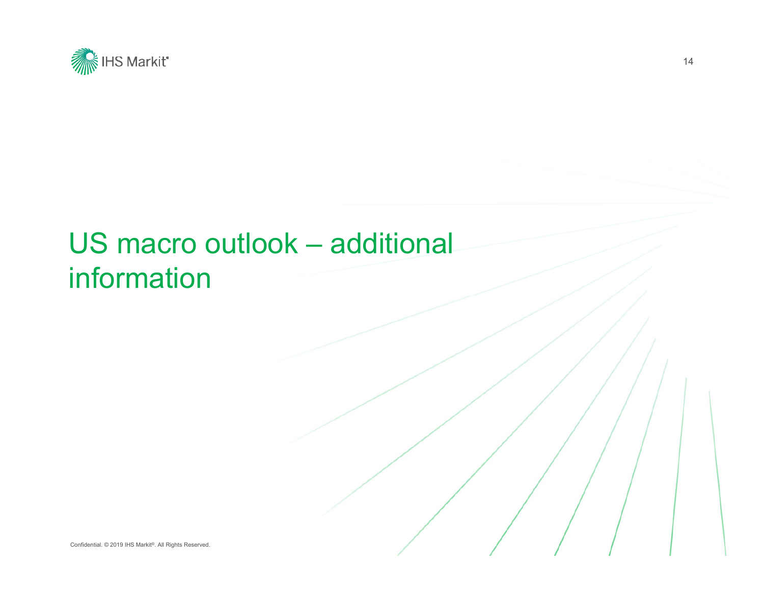# US macro outlook – additional information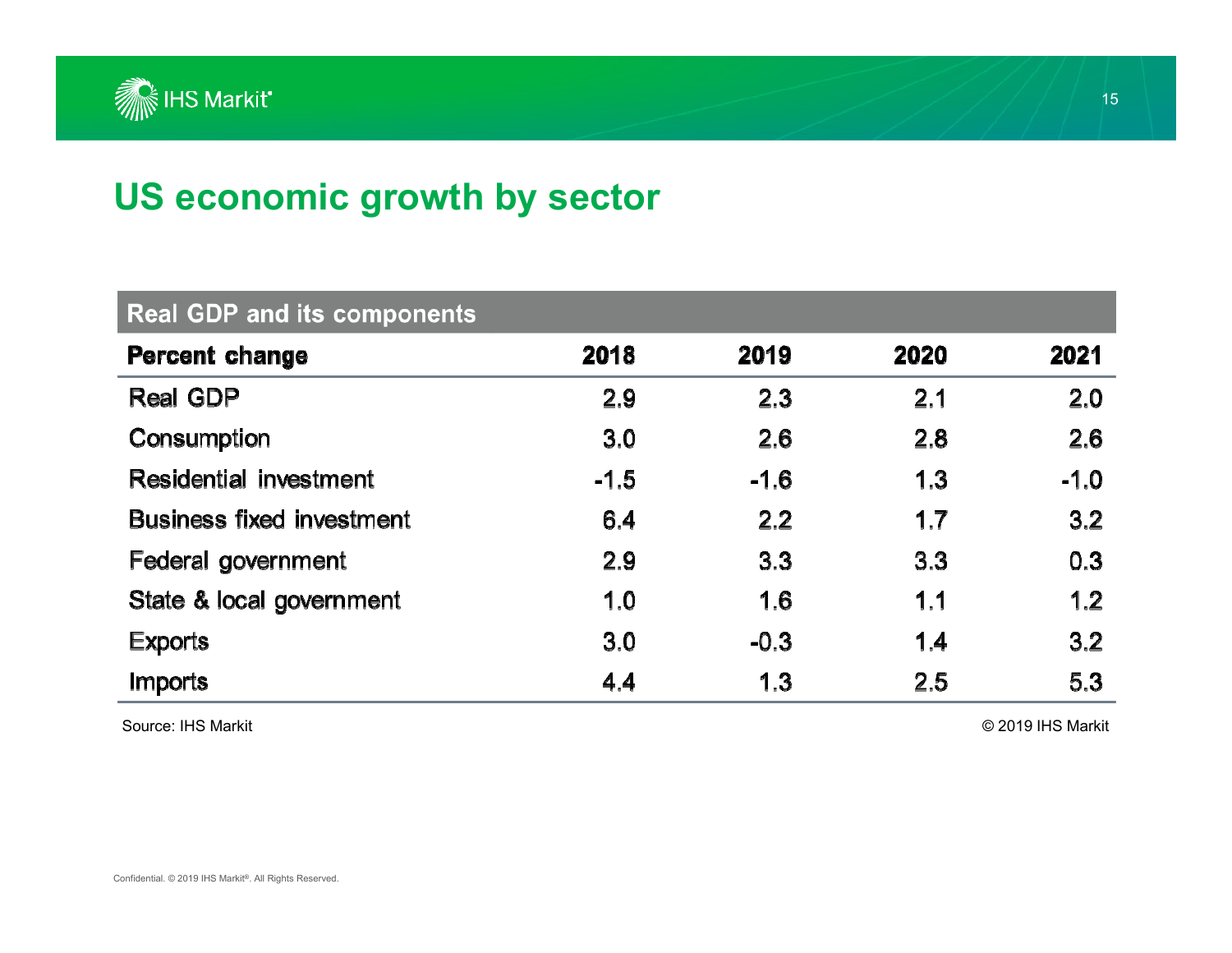# US economic growth by sector

| Real GDP and its components | | | | |
|---|---|---|---|---|
| **Percent change** | **2018** | **2019** | **2020** | **2021** |
| Real GDP | 2.9 | 2.3 | 2.1 | 2.0 |
| Consumption | 3.0 | 2.6 | 2.8 | 2.6 |
| Residential investment | -1.5 | -1.6 | 1.3 | -1.0 |
| Business fixed investment | 6.4 | 2.2 | 1.7 | 3.2 |
| Federal government | 2.9 | 3.3 | 3.3 | 0.3 |
| State & local government | 1.0 | 1.6 | 1.1 | 1.2 |
| Exports | 3.0 | -0.3 | 1.4 | 3.2 |
| Imports | 4.4 | 1.3 | 2.5 | 5.3 |

Source: IHS Markit

© 2019 IHS Markit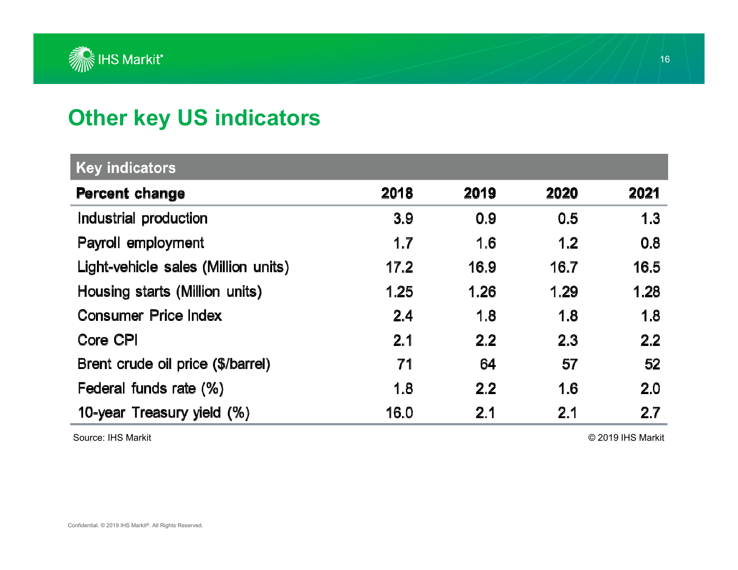## Other key US indicators

| Key indicators | | | | |
|---|---|---|---|---|
| **Percent change** | **2018** | **2019** | **2020** | **2021** |
| Industrial production | 3.9 | 0.9 | 0.5 | 1.3 |
| Payroll employment | 1.7 | 1.6 | 1.2 | 0.8 |
| Light-vehicle sales (Million units) | 17.2 | 16.9 | 16.7 | 16.5 |
| Housing starts (Million units) | 1.25 | 1.26 | 1.29 | 1.28 |
| Consumer Price Index | 2.4 | 1.8 | 1.8 | 1.8 |
| Core CPI | 2.1 | 2.2 | 2.3 | 2.2 |
| Brent crude oil price ($/barrel) | 71 | 64 | 57 | 52 |
| Federal funds rate (%) | 1.8 | 2.2 | 1.6 | 2.0 |
| 10-year Treasury yield (%) | 16.0 | 2.1 | 2.1 | 2.7 |

Source: IHS Markit

© 2019 IHS Markit

Confidential. © 2019 IHS Markit®. All Rights Reserved.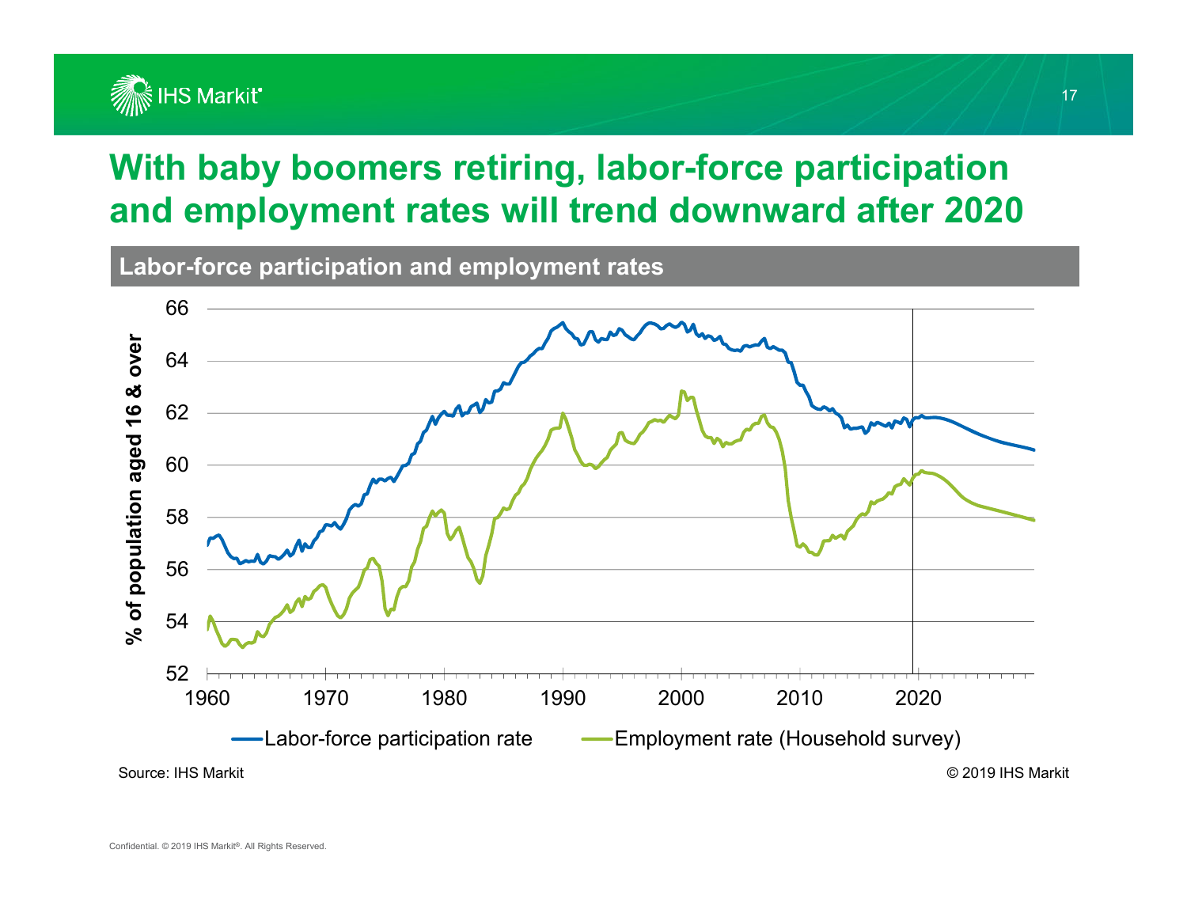# With baby boomers retiring, labor-force participation and employment rates will trend downward after 2020

**Labor-force participation and employment rates**

Source: IHS Markit

© 2019 IHS Markit

Confidential. © 2019 IHS Markit®. All Rights Reserved.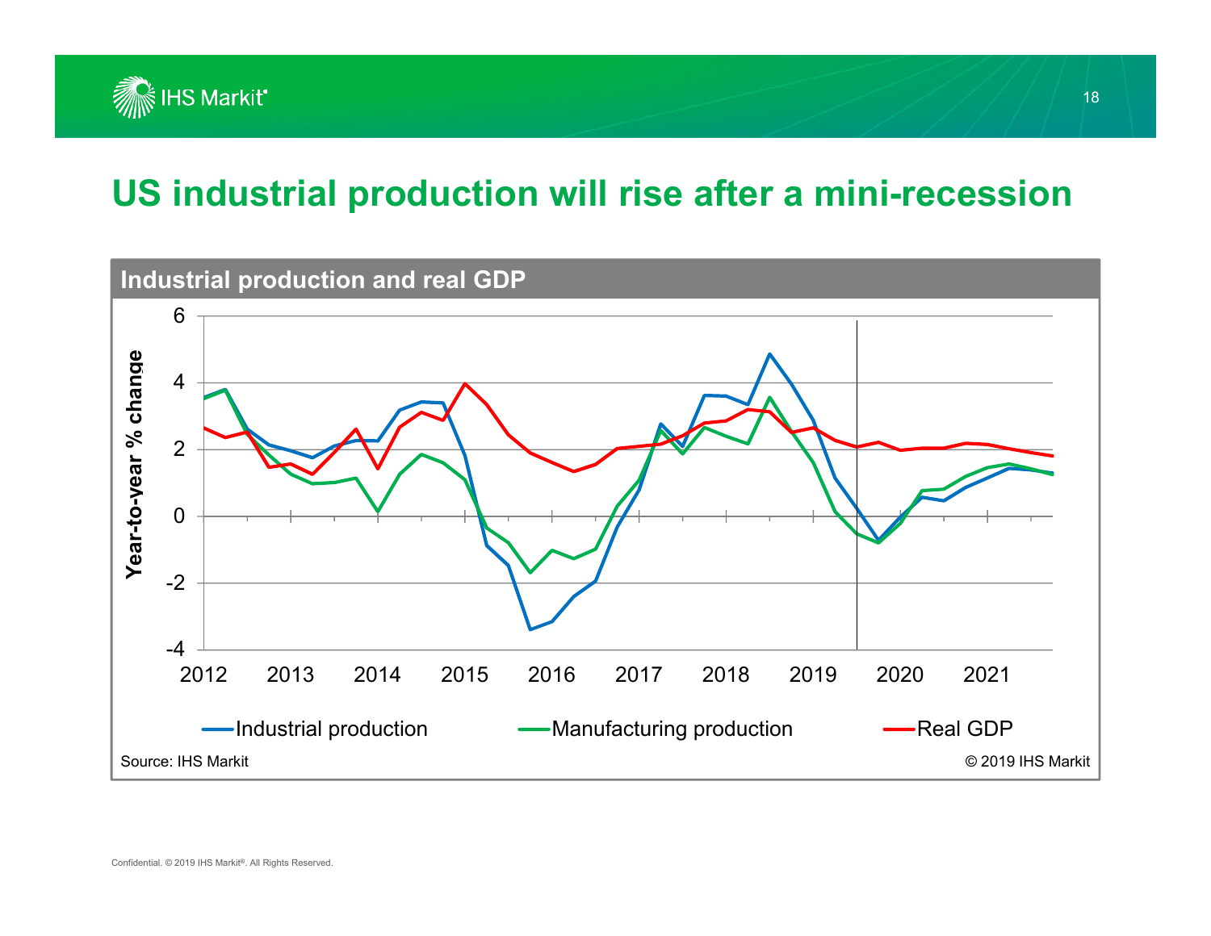# US industrial production will rise after a mini-recession

**Industrial production and real GDP**

Source: IHS Markit

© 2019 IHS Markit

Confidential. © 2019 IHS Markit®. All Rights Reserved.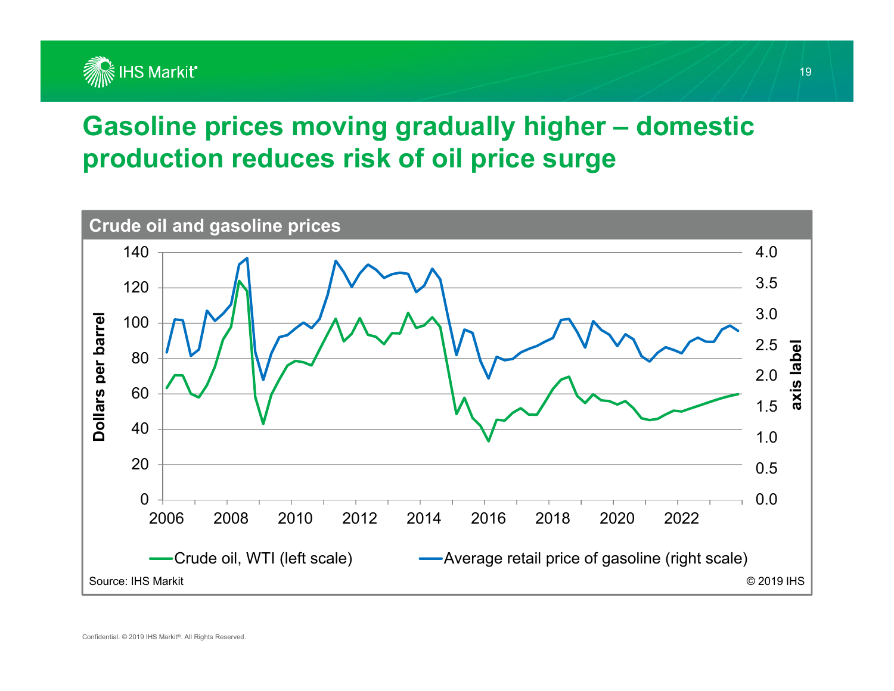# Gasoline prices moving gradually higher – domestic production reduces risk of oil price surge

**Crude oil and gasoline prices**

Dollars per barrel (left scale: 0–140); axis label (right scale: 0.0–4.0); years 2006–2022

Crude oil, WTI (left scale) — Average retail price of gasoline (right scale)

Source: IHS Markit

© 2019 IHS

Confidential. © 2019 IHS Markit®. All Rights Reserved.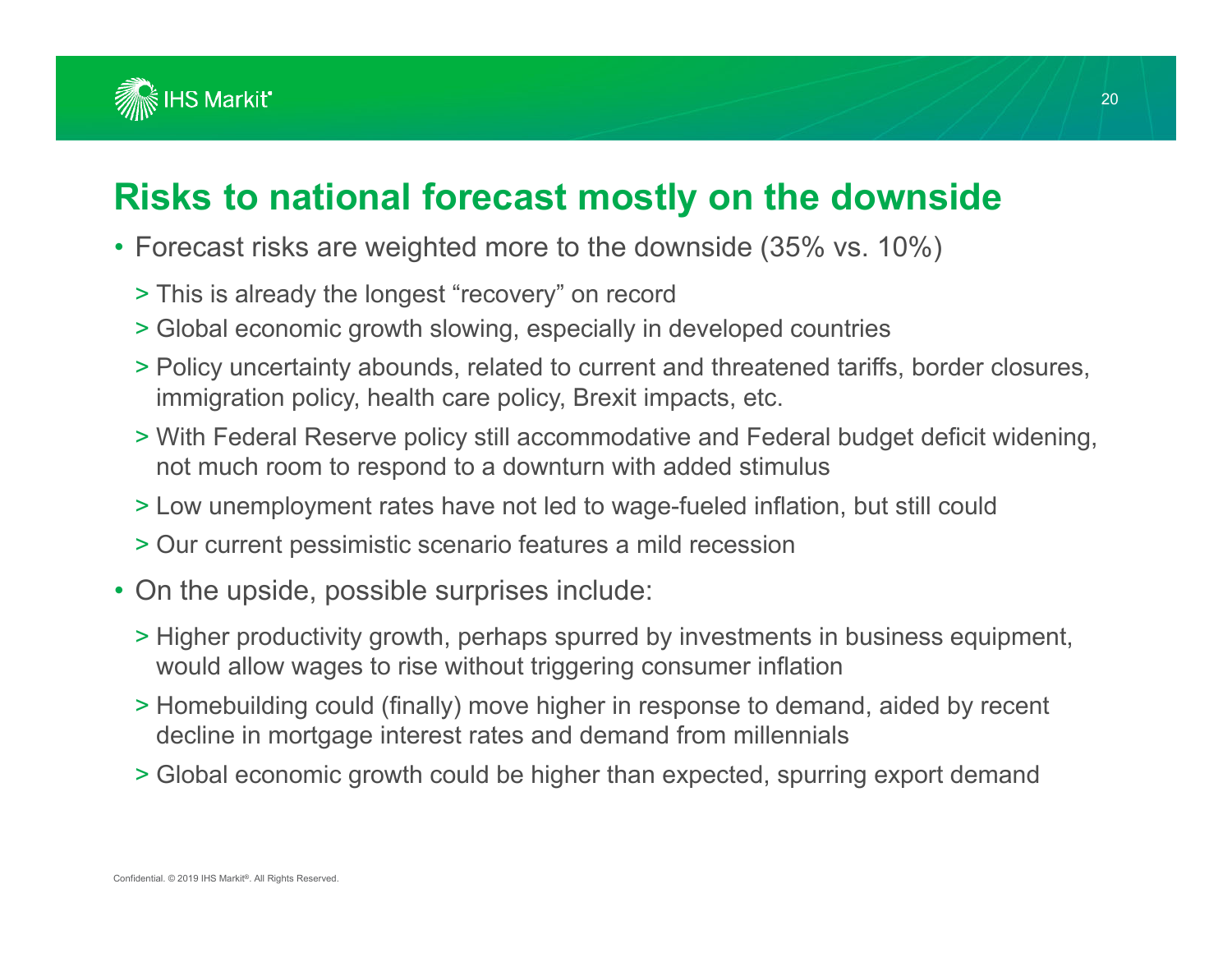# Risks to national forecast mostly on the downside

- Forecast risks are weighted more to the downside (35% vs. 10%)
  - > This is already the longest “recovery” on record
  - > Global economic growth slowing, especially in developed countries
  - > Policy uncertainty abounds, related to current and threatened tariffs, border closures, immigration policy, health care policy, Brexit impacts, etc.
  - > With Federal Reserve policy still accommodative and Federal budget deficit widening, not much room to respond to a downturn with added stimulus
  - > Low unemployment rates have not led to wage-fueled inflation, but still could
  - > Our current pessimistic scenario features a mild recession
- On the upside, possible surprises include:
  - > Higher productivity growth, perhaps spurred by investments in business equipment, would allow wages to rise without triggering consumer inflation
  - > Homebuilding could (finally) move higher in response to demand, aided by recent decline in mortgage interest rates and demand from millennials
  - > Global economic growth could be higher than expected, spurring export demand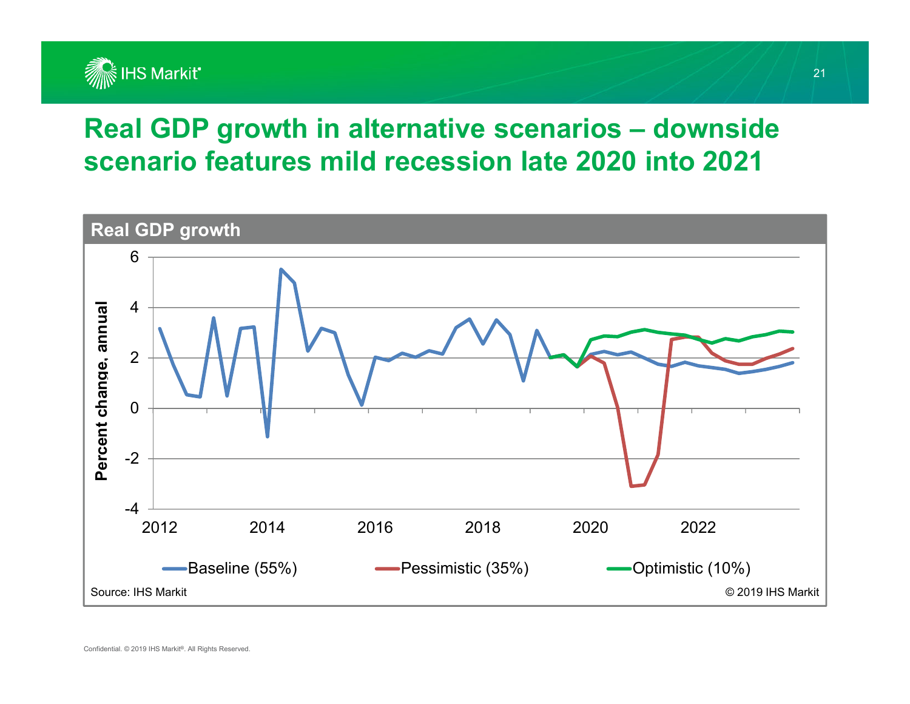# Real GDP growth in alternative scenarios – downside scenario features mild recession late 2020 into 2021

**Real GDP growth**

Percent change, annual

6, 4, 2, 0, -2, -4

2012, 2014, 2016, 2018, 2020, 2022

Baseline (55%) Pessimistic (35%) Optimistic (10%)

Source: IHS Markit

© 2019 IHS Markit

Confidential. © 2019 IHS Markit®. All Rights Reserved.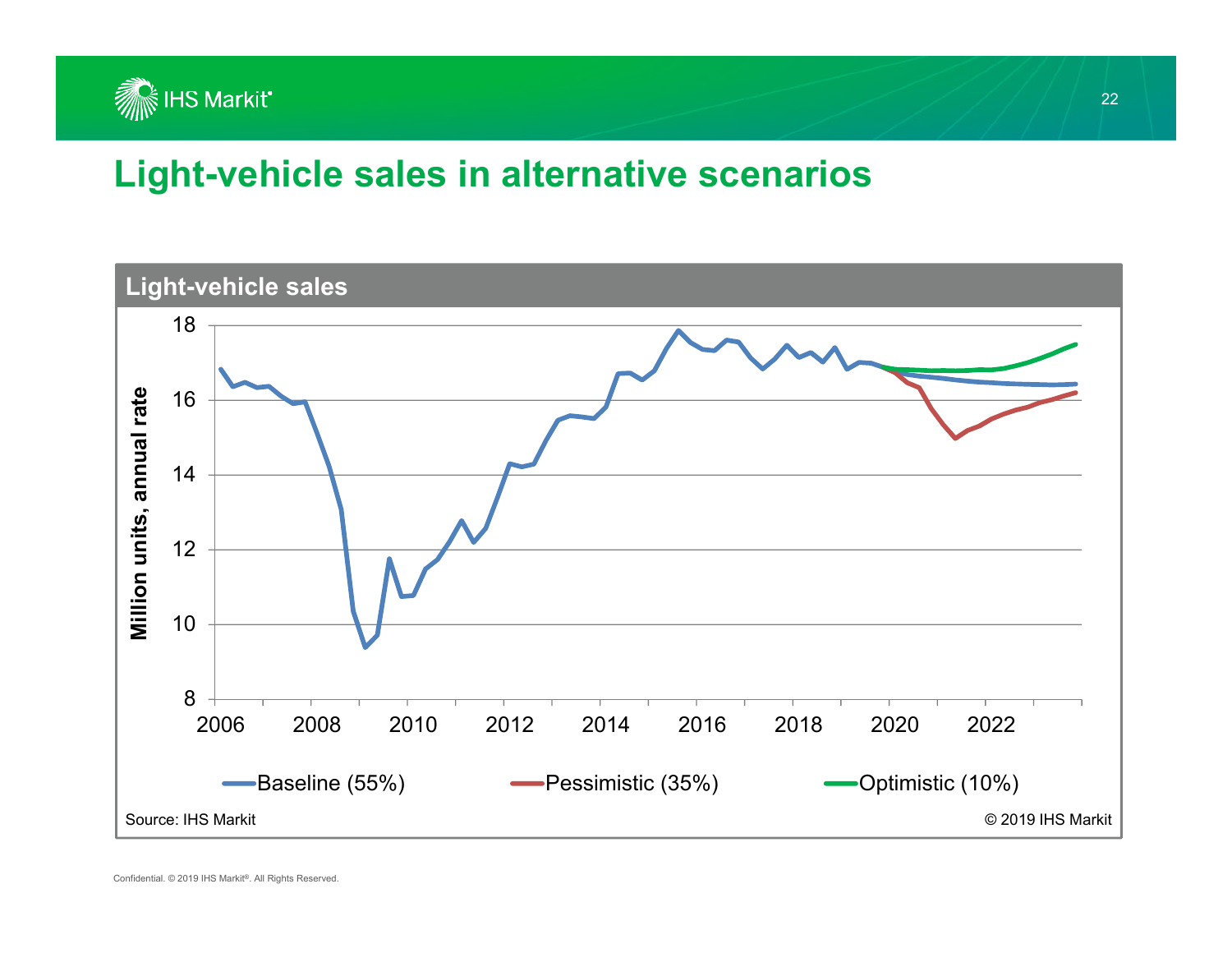# Light-vehicle sales in alternative scenarios

**Light-vehicle sales**

Million units, annual rate

Baseline (55%) | Pessimistic (35%) | Optimistic (10%)

Source: IHS Markit

© 2019 IHS Markit

Confidential. © 2019 IHS Markit®. All Rights Reserved.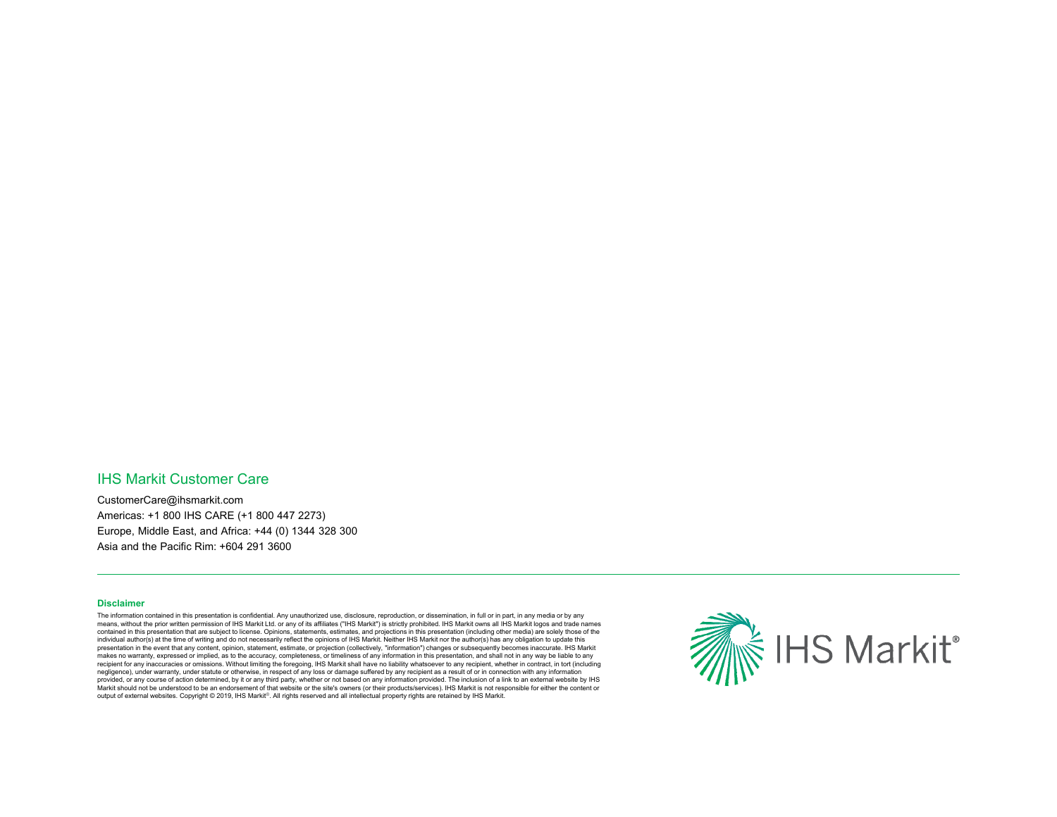## IHS Markit Customer Care

CustomerCare@ihsmarkit.com
Americas: +1 800 IHS CARE (+1 800 447 2273)
Europe, Middle East, and Africa: +44 (0) 1344 328 300
Asia and the Pacific Rim: +604 291 3600

---

**Disclaimer**

The information contained in this presentation is confidential. Any unauthorized use, disclosure, reproduction, or dissemination, in full or in part, in any media or by any means, without the prior written permission of IHS Markit Ltd. or any of its affiliates ("IHS Markit") is strictly prohibited. IHS Markit owns all IHS Markit logos and trade names contained in this presentation that are subject to license. Opinions, statements, estimates, and projections in this presentation (including other media) are solely those of the individual author(s) at the time of writing and do not necessarily reflect the opinions of IHS Markit. Neither IHS Markit nor the author(s) has any obligation to update this presentation in the event that any content, opinion, statement, estimate, or projection (collectively, "information") changes or subsequently becomes inaccurate. IHS Markit makes no warranty, expressed or implied, as to the accuracy, completeness, or timeliness of any information in this presentation, and shall not in any way be liable to any recipient for any inaccuracies or omissions. Without limiting the foregoing, IHS Markit shall have no liability whatsoever to any recipient, whether in contract, in tort (including negligence), under warranty, under statute or otherwise, in respect of any loss or damage suffered by any recipient as a result of or in connection with any information provided, or any course of action determined, by it or any third party, whether or not based on any information provided. The inclusion of a link to an external website by IHS Markit should not be understood to be an endorsement of that website or the site's owners (or their products/services). IHS Markit is not responsible for either the content or output of external websites. Copyright © 2019, IHS Markit®. All rights reserved and all intellectual property rights are retained by IHS Markit.

IHS Markit®